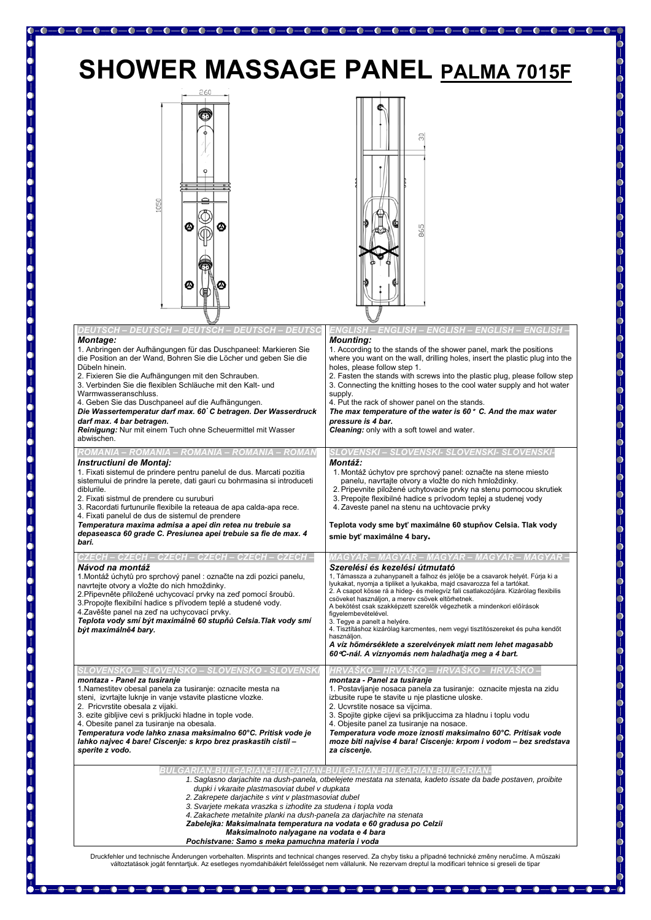# SHOWER MASSAGE PANEL PALMA 7015F

260

1050

30

865

## DEUTSCH – DEUTSCH – DEUTSCH – DEUTSCH – DEUTSC

***Montage:***

1. Anbringen der Aufhängungen für das Duschpaneel: Markieren Sie die Position an der Wand, Bohren Sie die Löcher und geben Sie die Dübeln hinein.
2. Fixieren Sie die Aufhängungen mit den Schrauben.
3. Verbinden Sie die flexiblen Schläuche mit den Kalt- und Warmwasseranschluss.
4. Geben Sie das Duschpaneel auf die Aufhängungen.

***Die Wassertemperatur darf max. 60˚ C betragen. Der Wasserdruck darf max. 4 bar betragen.***

***Reinigung:*** Nur mit einem Tuch ohne Scheuermittel mit Wasser abwischen.

## ENGLISH – ENGLISH – ENGLISH – ENGLISH – ENGLISH –

***Mounting:***

1. According to the stands of the shower panel, mark the positions where you want on the wall, drilling holes, insert the plastic plug into the holes, please follow step 1.
2. Fasten the stands with screws into the plastic plug, please follow step
3. Connecting the knitting hoses to the cool water supply and hot water supply.
4. Put the rack of shower panel on the stands.

***The max temperature of the water is 60 ° C. And the max water pressure is 4 bar.***

***Cleaning:*** only with a soft towel and water.

## ROMANIA – ROMANIA – ROMANIA – ROMANIA – ROMAN

***Instructiuni de Montaj:***

1. Fixati sistemul de prindere pentru panelul de dus. Marcati pozitia sistemului de prindere la perete, dati gauri cu bohrmasina si introduceti diblurile.
2. Fixati sistmul de prendere cu suruburi
3. Racordati furtunurile flexibile la reteaua de apa calda-apa rece.
4. Fixati panelul de dus de sistemul de prendere

***Temperatura maxima admisa a apei din retea nu trebuie sa depaseasca 60 grade C. Presiunea apei trebuie sa fie de max. 4 bari.***

## SLOVENSKI – SLOVENSKI- SLOVENSKI- SLOVENSKI-

***Montáž:***

1. Montáž úchytov pre sprchový panel: označte na stene miesto panelu, navrtajte otvory a vložte do nich hmoždinky.
2. Pripevnite priložené uchytovacie prvky na stenu pomocou skrutiek
3. Prepojte flexibilné hadice s prívodom teplej a studenej vody
4. Zaveste panel na stenu na uchtovacie prvky

**Teplota vody sme byť maximálne 60 stupňov Celsia. Tlak vody smie byť maximálne 4 bary.**

## CZECH – CZECH – CZECH – CZECH – CZECH – CZECH –

***Návod na montáž***

1. Montáž úchytů pro sprchový panel : označte na zdi pozici panelu, navrtejte otvory a vložte do nich hmoždinky.
2. Připevněte přiložené uchycovací prvky na zeď pomocí šroubů.
3. Propojte flexibilní hadice s přívodem teplé a studené vody.
4. Zavěšte panel na zeď na uchycovací prvky.

***Teplota vody smí být maximálně 60 stupňů Celsia. Tlak vody smí být maximálně4 bary.***

## MAGYAR – MAGYAR – MAGYAR – MAGYAR – MAGYAR –

***Szerelési és kezelési útmutató***

1. Támassza a zuhanypanelt a falhoz és jelölje be a csavarok helyét. Fúrja ki a lyukakat, nyomja a tipliket a lyukakba, majd csavarozza fel a tartókat.
2. A csapot kösse rá a hideg- és melegvíz fali csatlakozójára. Kizárólag flexibilis csöveket használjon, a merev csövek eltörhetnek.
A bekötést csak szakképzett szerelők végezhetik a mindenkori előírások figyelembevételével.
3. Tegye a panelt a helyére.
4. Tisztításhoz kizárólag karcmentes, nem vegyi tisztítószereket és puha kendőt használjon.

***A víz hőmérséklete a szerelvények miatt nem lehet magasabb 60°C-nál. A víznyomás nem haladhatja meg a 4 bart.***

## SLOVENSKO – SLOVENSKO – SLOVENSKO - SLOVENSKI

***montaza - Panel za tusiranje***

1. Namestitev obesal panela za tusiranje: oznacite mesta na steni, izvrtajte luknje in vanje vstavite plasticne vlozke.
2. Pricvrstite obesala z vijaki.
3. ezite gibljive cevi s prikljucki hladne in tople vode.
4. Obesite panel za tusiranje na obesala.

***Temperatura vode lahko znasa maksimalno 60°C. Pritisk vode je lahko najvec 4 bare! Ciscenje: s krpo brez praskastih cistil – sperite z vodo.***

## HRVAŠKO – HRVAŠKO – HRVAŠKO - HRVAŠKO –

***montaza - Panel za tusiranje***

1. Postavljanje nosaca panela za tusiranje: oznacite mjesta na zidu izbusite rupe te stavite u nje plasticne uloske.
2. Ucvrstite nosace sa vijcima.
3. Spojite gipke cijevi sa prikljuccima za hladnu i toplu vodu
4. Objesite panel za tusiranje na nosace.

***Temperatura vode moze iznosti maksimalno 60°C. Pritisak vode moze biti najvise 4 bara! Ciscenje: krpom i vodom – bez sredstava za ciscenje.***

## BULGARIAN-BULGARIAN-BULGARIAN-BULGARIAN-BULGARIAN-BULGARIAN-

*1. Saglasno darjachite na dush-panela, otbelejete mestata na stenata, kadeto issate da bade postaven, proibite dupki i vkaraite plastmasoviat dubel v dupkata*

*2. Zakrepete darjachite s vint v plastmasoviat dubel*

*3. Svarjete mekata vraszka s izhodite za studena i topla voda*

*4. Zakachete metalnite planki na dush-panela za darjachite na stenata*

***Zabelejka: Maksimalnata temperatura na vodata e 60 gradusa po Celzii***

***Maksimalnoto nalyagane na vodata e 4 bara***

***Pochistvane: Samo s meka pamuchna materia i voda***

Druckfehler und technische Änderungen vorbehalten. Misprints and technical changes reserved. Za chyby tisku a případné technické změny neručíme. A műszaki változtatások jogát fenntartjuk. Az esetleges nyomdahibákért felelősséget nem vállalunk. Ne rezervam dreptul la modificari tehnice si greseli de tipar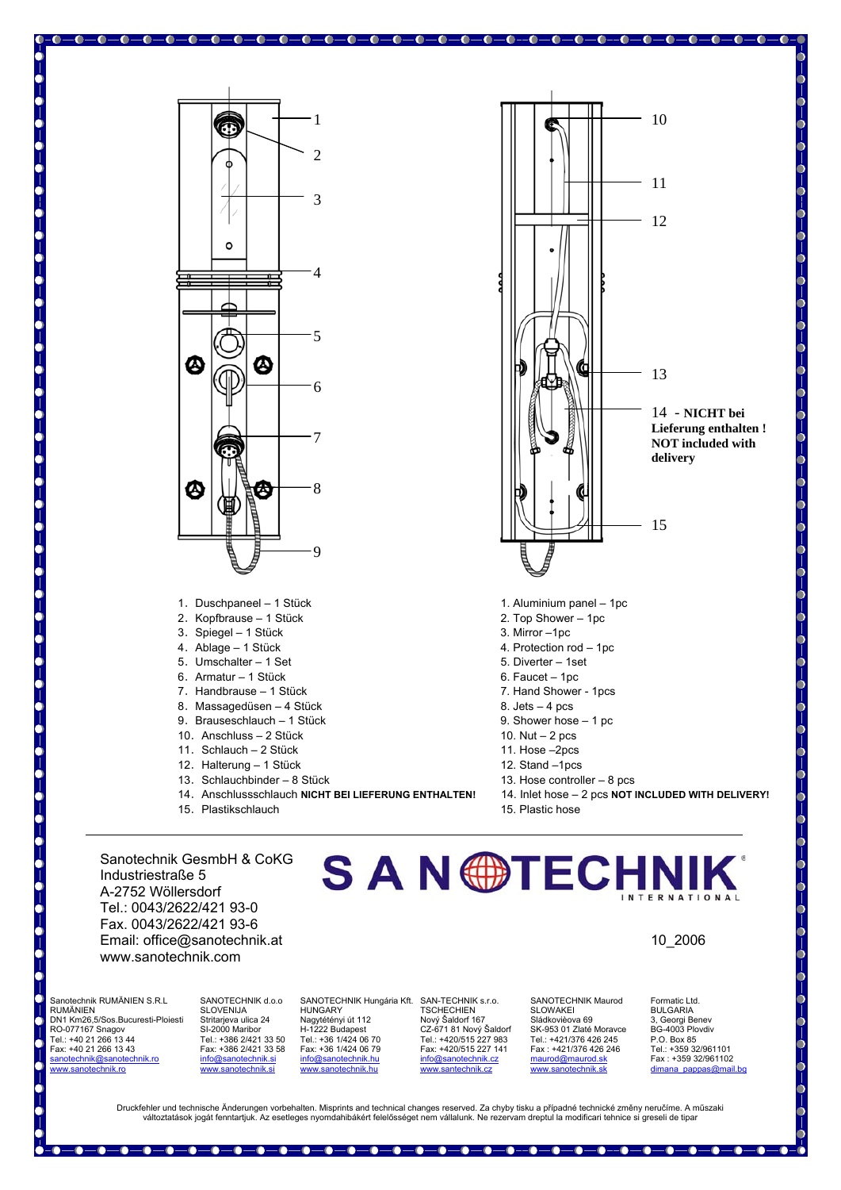1
2
3
4
5
6
7
8
9

10
11
12
13
14 - **NICHT bei Lieferung enthalten ! NOT included with delivery**
15

1. Duschpaneel – 1 Stück
2. Kopfbrause – 1 Stück
3. Spiegel – 1 Stück
4. Ablage – 1 Stück
5. Umschalter – 1 Set
6. Armatur – 1 Stück
7. Handbrause – 1 Stück
8. Massagedüsen – 4 Stück
9. Brauseschlauch – 1 Stück
10. Anschluss – 2 Stück
11. Schlauch – 2 Stück
12. Halterung – 1 Stück
13. Schlauchbinder – 8 Stück
14. Anschlussschlauch **NICHT BEI LIEFERUNG ENTHALTEN!**
15. Plastikschlauch

1. Aluminium panel – 1pc
2. Top Shower – 1pc
3. Mirror –1pc
4. Protection rod – 1pc
5. Diverter – 1set
6. Faucet – 1pc
7. Hand Shower - 1pcs
8. Jets – 4 pcs
9. Shower hose – 1 pc
10. Nut – 2 pcs
11. Hose –2pcs
12. Stand –1pcs
13. Hose controller – 8 pcs
14. Inlet hose – 2 pcs **NOT INCLUDED WITH DELIVERY!**
15. Plastic hose

Sanotechnik GesmbH & CoKG
Industriestraße 5
A-2752 Wöllersdorf
Tel.: 0043/2622/421 93-0
Fax. 0043/2622/421 93-6
Email: office@sanotechnik.at
www.sanotechnik.com

SANOTECHNIK INTERNATIONAL

10_2006

| | | | | | |
|---|---|---|---|---|---|
| Sanotechnik RUMÄNIEN S.R.L<br>RUMÄNIEN<br>DN1 Km26,5/Sos.Bucuresti-Ploiesti<br>RO-077167 Snagov<br>Tel.: +40 21 266 13 44<br>Fax: +40 21 266 13 43<br>sanotechnik@sanotechnik.ro<br>www.sanotechnik.ro | SANOTECHNIK d.o.o<br>SLOVENIJA<br>Stritarjeva ulica 24<br>SI-2000 Maribor<br>Tel.: +386 2/421 33 50<br>Fax: +386 2/421 33 58<br>info@sanotechnik.si<br>www.sanotechnik.si | SANOTECHNIK Hungária Kft.<br>HUNGARY<br>Nagytétényi út 112<br>H-1222 Budapest<br>Tel.: +36 1/424 06 70<br>Fax: +36 1/424 06 79<br>info@sanotechnik.hu<br>www.sanotechnik.hu | SAN-TECHNIK s.r.o.<br>TSCHECHIEN<br>Nový Šaldorf 167<br>CZ-671 81 Nový Šaldorf<br>Tel.: +420/515 227 983<br>Fax: +420/515 227 141<br>info@sanotechnik.cz<br>www.santechnik.cz | SANOTECHNIK Maurod<br>SLOWAKEI<br>Sládkovièova 69<br>SK-953 01 Zlaté Moravce<br>Tel.: +421/376 426 245<br>Fax : +421/376 426 246<br>maurod@maurod.sk<br>www.sanotechnik.sk | Formatic Ltd.<br>BULGARIA<br>3, Georgi Benev<br>BG-4003 Plovdiv<br>P.O. Box 85<br>Tel.: +359 32/961101<br>Fax : +359 32/961102<br>dimana_pappas@mail.bg |

Druckfehler und technische Änderungen vorbehalten. Misprints and technical changes reserved. Za chyby tisku a případné technické změny neručíme. A műszaki változtatások jogát fenntartjuk. Az esetleges nyomdahibákért felelősséget nem vállalunk. Ne rezervam dreptul la modificari tehnice si greseli de tipar